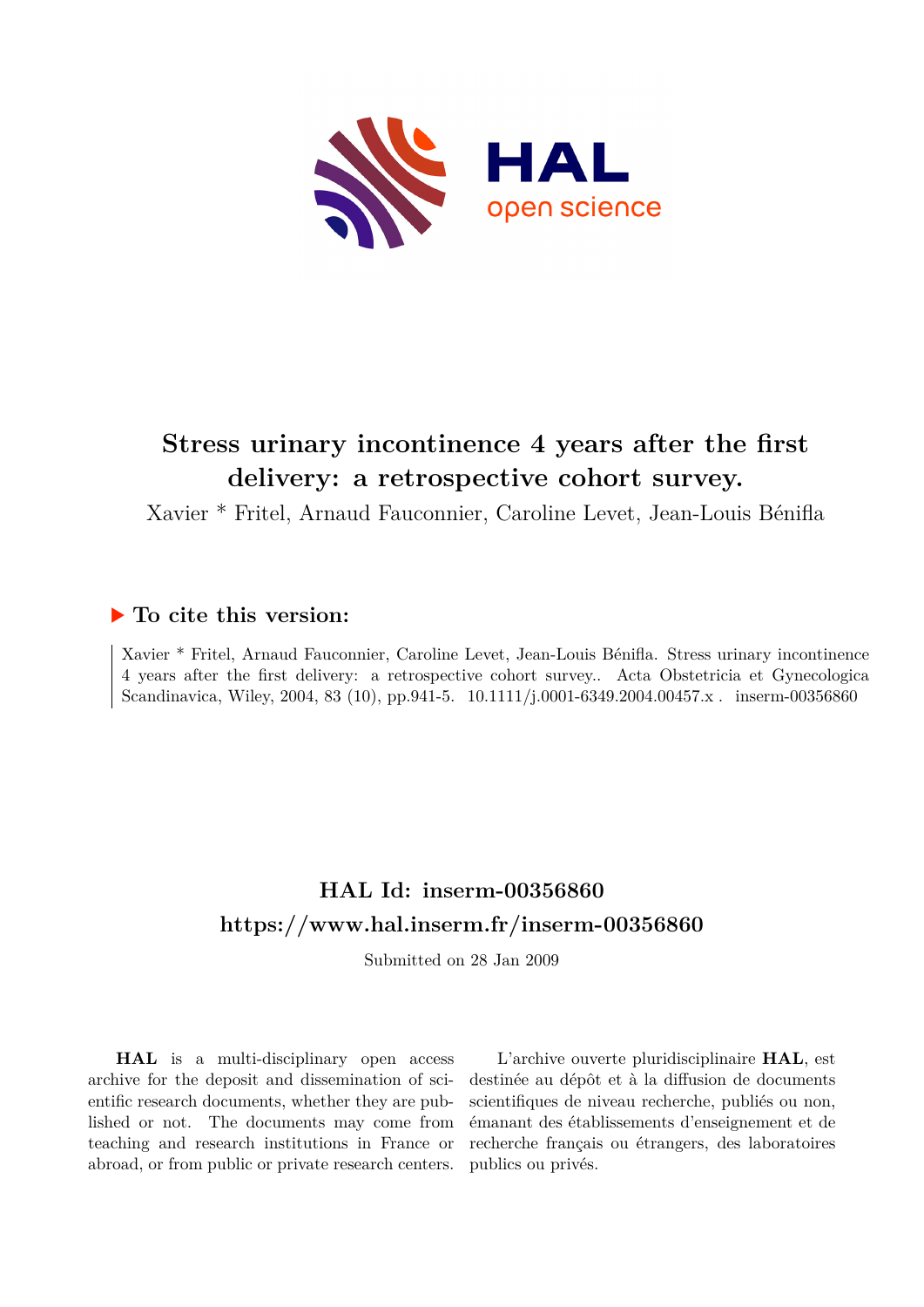# Stress urinary incontinence 4 years after the first delivery: a retrospective cohort survey.

Xavier * Fritel, Arnaud Fauconnier, Caroline Levet, Jean-Louis Bénifla

## ▶ To cite this version:

Xavier * Fritel, Arnaud Fauconnier, Caroline Levet, Jean-Louis Bénifla. Stress urinary incontinence 4 years after the first delivery: a retrospective cohort survey.. Acta Obstetricia et Gynecologica Scandinavica, Wiley, 2004, 83 (10), pp.941-5. 10.1111/j.0001-6349.2004.00457.x . inserm-00356860

## HAL Id: inserm-00356860
## https://www.hal.inserm.fr/inserm-00356860

Submitted on 28 Jan 2009

**HAL** is a multi-disciplinary open access archive for the deposit and dissemination of scientific research documents, whether they are published or not. The documents may come from teaching and research institutions in France or abroad, or from public or private research centers.

L'archive ouverte pluridisciplinaire **HAL**, est destinée au dépôt et à la diffusion de documents scientifiques de niveau recherche, publiés ou non, émanant des établissements d'enseignement et de recherche français ou étrangers, des laboratoires publics ou privés.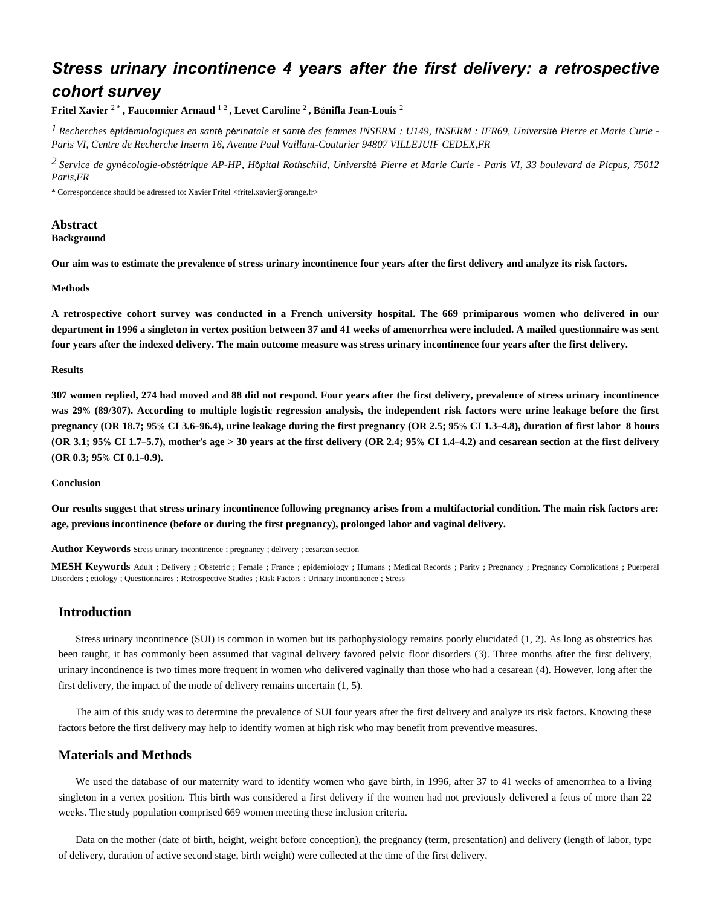# *Stress urinary incontinence 4 years after the first delivery: a retrospective cohort survey*

**Fritel Xavier** [2,*] **, Fauconnier Arnaud** [1,2] **, Levet Caroline** [2] **, Bénifla Jean-Louis** [2]

[1] *Recherches épidémiologiques en santé périnatale et santé des femmes INSERM : U149, INSERM : IFR69, Université Pierre et Marie Curie - Paris VI, Centre de Recherche Inserm 16, Avenue Paul Vaillant-Couturier 94807 VILLEJUIF CEDEX,FR*

[2] *Service de gynécologie-obstétrique AP-HP, Hôpital Rothschild, Université Pierre et Marie Curie - Paris VI, 33 boulevard de Picpus, 75012 Paris,FR*

* Correspondence should be adressed to: Xavier Fritel <fritel.xavier@orange.fr>

## Abstract

**Background**

**Our aim was to estimate the prevalence of stress urinary incontinence four years after the first delivery and analyze its risk factors.**

**Methods**

**A retrospective cohort survey was conducted in a French university hospital. The 669 primiparous women who delivered in our department in 1996 a singleton in vertex position between 37 and 41 weeks of amenorrhea were included. A mailed questionnaire was sent four years after the indexed delivery. The main outcome measure was stress urinary incontinence four years after the first delivery.**

**Results**

**307 women replied, 274 had moved and 88 did not respond. Four years after the first delivery, prevalence of stress urinary incontinence was 29% (89/307). According to multiple logistic regression analysis, the independent risk factors were urine leakage before the first pregnancy (OR 18.7; 95% CI 3.6–96.4), urine leakage during the first pregnancy (OR 2.5; 95% CI 1.3–4.8), duration of first labor 8 hours (OR 3.1; 95% CI 1.7–5.7), mother's age > 30 years at the first delivery (OR 2.4; 95% CI 1.4–4.2) and cesarean section at the first delivery (OR 0.3; 95% CI 0.1–0.9).**

**Conclusion**

**Our results suggest that stress urinary incontinence following pregnancy arises from a multifactorial condition. The main risk factors are: age, previous incontinence (before or during the first pregnancy), prolonged labor and vaginal delivery.**

**Author Keywords** Stress urinary incontinence ; pregnancy ; delivery ; cesarean section

**MESH Keywords** Adult ; Delivery ; Obstetric ; Female ; France ; epidemiology ; Humans ; Medical Records ; Parity ; Pregnancy ; Pregnancy Complications ; Puerperal Disorders ; etiology ; Questionnaires ; Retrospective Studies ; Risk Factors ; Urinary Incontinence ; Stress

## Introduction

Stress urinary incontinence (SUI) is common in women but its pathophysiology remains poorly elucidated (1, 2). As long as obstetrics has been taught, it has commonly been assumed that vaginal delivery favored pelvic floor disorders (3). Three months after the first delivery, urinary incontinence is two times more frequent in women who delivered vaginally than those who had a cesarean (4). However, long after the first delivery, the impact of the mode of delivery remains uncertain (1, 5).

The aim of this study was to determine the prevalence of SUI four years after the first delivery and analyze its risk factors. Knowing these factors before the first delivery may help to identify women at high risk who may benefit from preventive measures.

## Materials and Methods

We used the database of our maternity ward to identify women who gave birth, in 1996, after 37 to 41 weeks of amenorrhea to a living singleton in a vertex position. This birth was considered a first delivery if the women had not previously delivered a fetus of more than 22 weeks. The study population comprised 669 women meeting these inclusion criteria.

Data on the mother (date of birth, height, weight before conception), the pregnancy (term, presentation) and delivery (length of labor, type of delivery, duration of active second stage, birth weight) were collected at the time of the first delivery.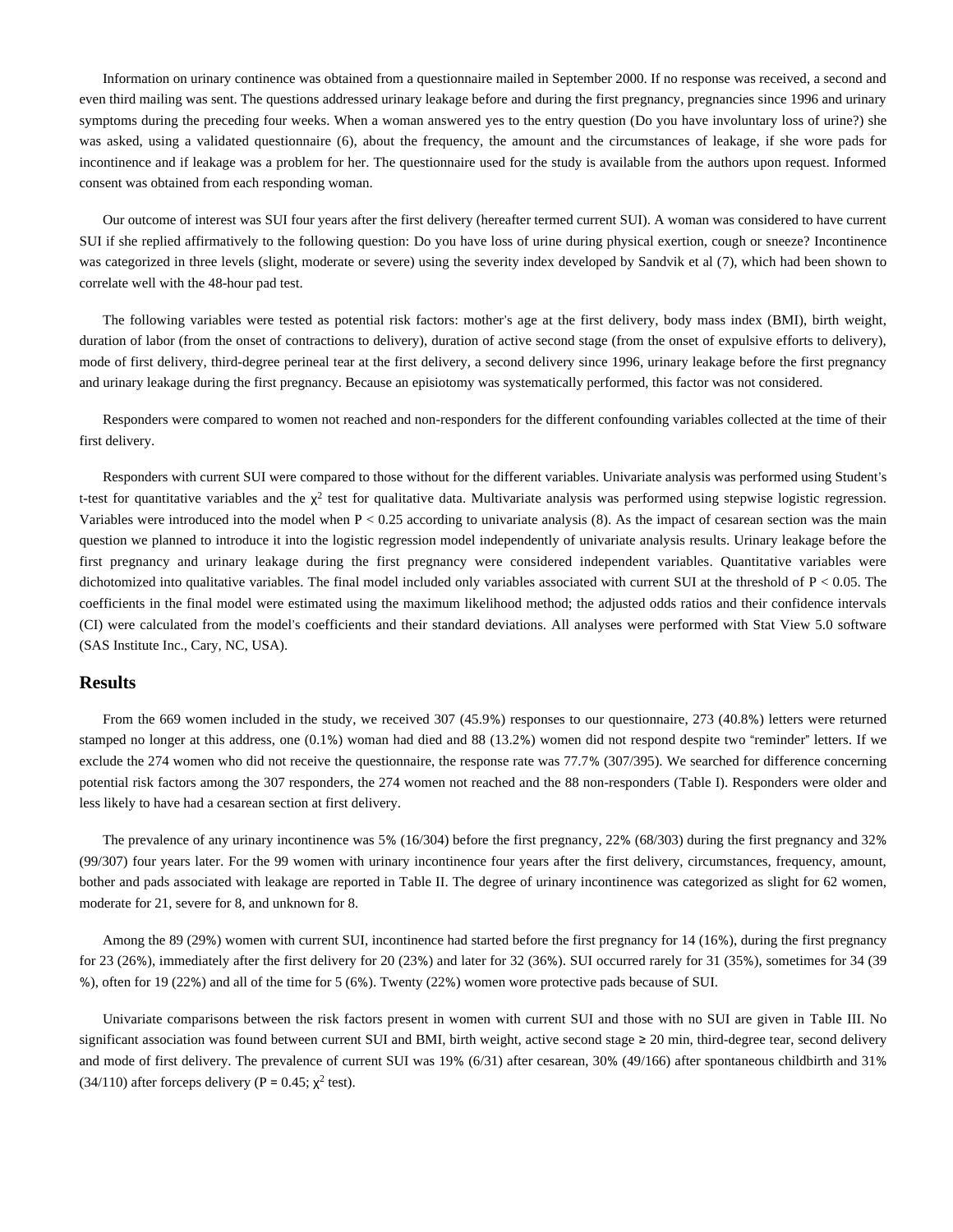Information on urinary continence was obtained from a questionnaire mailed in September 2000. If no response was received, a second and even third mailing was sent. The questions addressed urinary leakage before and during the first pregnancy, pregnancies since 1996 and urinary symptoms during the preceding four weeks. When a woman answered yes to the entry question (Do you have involuntary loss of urine?) she was asked, using a validated questionnaire (6), about the frequency, the amount and the circumstances of leakage, if she wore pads for incontinence and if leakage was a problem for her. The questionnaire used for the study is available from the authors upon request. Informed consent was obtained from each responding woman.

Our outcome of interest was SUI four years after the first delivery (hereafter termed current SUI). A woman was considered to have current SUI if she replied affirmatively to the following question: Do you have loss of urine during physical exertion, cough or sneeze? Incontinence was categorized in three levels (slight, moderate or severe) using the severity index developed by Sandvik et al (7), which had been shown to correlate well with the 48-hour pad test.

The following variables were tested as potential risk factors: mother's age at the first delivery, body mass index (BMI), birth weight, duration of labor (from the onset of contractions to delivery), duration of active second stage (from the onset of expulsive efforts to delivery), mode of first delivery, third-degree perineal tear at the first delivery, a second delivery since 1996, urinary leakage before the first pregnancy and urinary leakage during the first pregnancy. Because an episiotomy was systematically performed, this factor was not considered.

Responders were compared to women not reached and non-responders for the different confounding variables collected at the time of their first delivery.

Responders with current SUI were compared to those without for the different variables. Univariate analysis was performed using Student's t-test for quantitative variables and the $\chi^2$ test for qualitative data. Multivariate analysis was performed using stepwise logistic regression. Variables were introduced into the model when $P < 0.25$ according to univariate analysis (8). As the impact of cesarean section was the main question we planned to introduce it into the logistic regression model independently of univariate analysis results. Urinary leakage before the first pregnancy and urinary leakage during the first pregnancy were considered independent variables. Quantitative variables were dichotomized into qualitative variables. The final model included only variables associated with current SUI at the threshold of $P < 0.05$. The coefficients in the final model were estimated using the maximum likelihood method; the adjusted odds ratios and their confidence intervals (CI) were calculated from the model's coefficients and their standard deviations. All analyses were performed with Stat View 5.0 software (SAS Institute Inc., Cary, NC, USA).

## Results

From the 669 women included in the study, we received 307 (45.9%) responses to our questionnaire, 273 (40.8%) letters were returned stamped no longer at this address, one (0.1%) woman had died and 88 (13.2%) women did not respond despite two "reminder" letters. If we exclude the 274 women who did not receive the questionnaire, the response rate was 77.7% (307/395). We searched for difference concerning potential risk factors among the 307 responders, the 274 women not reached and the 88 non-responders (Table I). Responders were older and less likely to have had a cesarean section at first delivery.

The prevalence of any urinary incontinence was 5% (16/304) before the first pregnancy, 22% (68/303) during the first pregnancy and 32% (99/307) four years later. For the 99 women with urinary incontinence four years after the first delivery, circumstances, frequency, amount, bother and pads associated with leakage are reported in Table II. The degree of urinary incontinence was categorized as slight for 62 women, moderate for 21, severe for 8, and unknown for 8.

Among the 89 (29%) women with current SUI, incontinence had started before the first pregnancy for 14 (16%), during the first pregnancy for 23 (26%), immediately after the first delivery for 20 (23%) and later for 32 (36%). SUI occurred rarely for 31 (35%), sometimes for 34 (39 %), often for 19 (22%) and all of the time for 5 (6%). Twenty (22%) women wore protective pads because of SUI.

Univariate comparisons between the risk factors present in women with current SUI and those with no SUI are given in Table III. No significant association was found between current SUI and BMI, birth weight, active second stage ≥ 20 min, third-degree tear, second delivery and mode of first delivery. The prevalence of current SUI was 19% (6/31) after cesarean, 30% (49/166) after spontaneous childbirth and 31% (34/110) after forceps delivery ($P = 0.45$; $\chi^2$ test).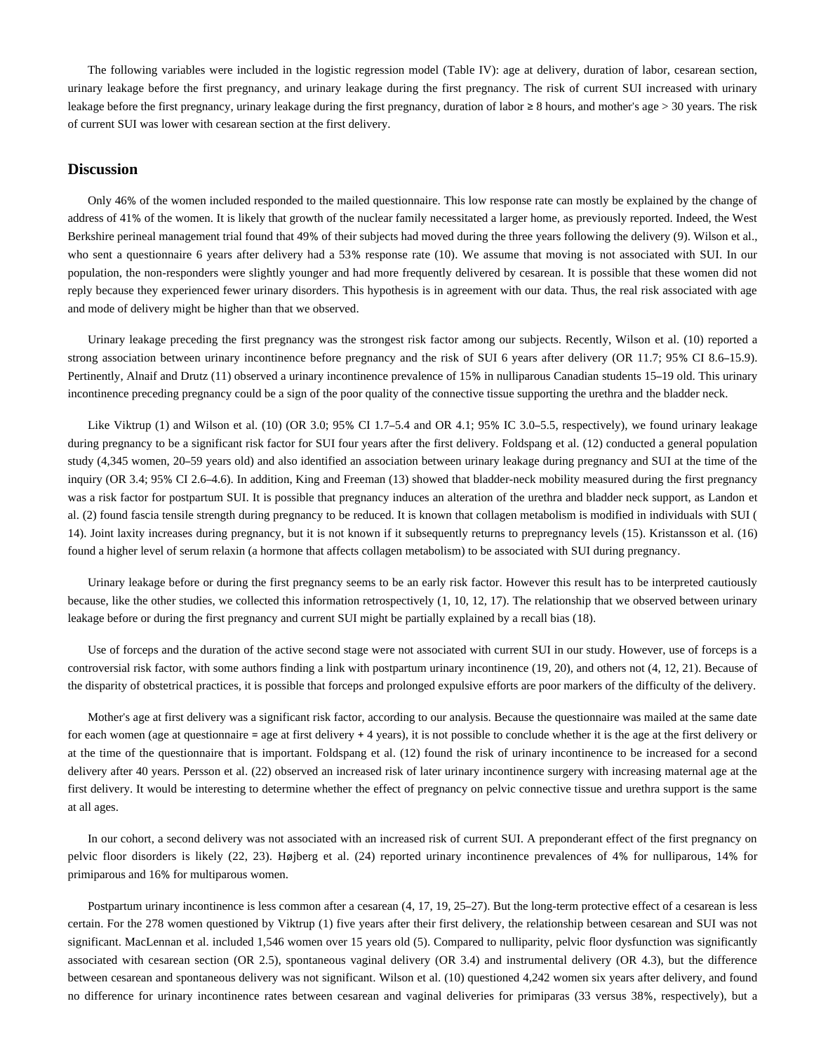The following variables were included in the logistic regression model (Table IV): age at delivery, duration of labor, cesarean section, urinary leakage before the first pregnancy, and urinary leakage during the first pregnancy. The risk of current SUI increased with urinary leakage before the first pregnancy, urinary leakage during the first pregnancy, duration of labor ≥ 8 hours, and mother's age > 30 years. The risk of current SUI was lower with cesarean section at the first delivery.

## Discussion

Only 46% of the women included responded to the mailed questionnaire. This low response rate can mostly be explained by the change of address of 41% of the women. It is likely that growth of the nuclear family necessitated a larger home, as previously reported. Indeed, the West Berkshire perineal management trial found that 49% of their subjects had moved during the three years following the delivery (9). Wilson et al., who sent a questionnaire 6 years after delivery had a 53% response rate (10). We assume that moving is not associated with SUI. In our population, the non-responders were slightly younger and had more frequently delivered by cesarean. It is possible that these women did not reply because they experienced fewer urinary disorders. This hypothesis is in agreement with our data. Thus, the real risk associated with age and mode of delivery might be higher than that we observed.

Urinary leakage preceding the first pregnancy was the strongest risk factor among our subjects. Recently, Wilson et al. (10) reported a strong association between urinary incontinence before pregnancy and the risk of SUI 6 years after delivery (OR 11.7; 95% CI 8.6–15.9). Pertinently, Alnaif and Drutz (11) observed a urinary incontinence prevalence of 15% in nulliparous Canadian students 15–19 old. This urinary incontinence preceding pregnancy could be a sign of the poor quality of the connective tissue supporting the urethra and the bladder neck.

Like Viktrup (1) and Wilson et al. (10) (OR 3.0; 95% CI 1.7–5.4 and OR 4.1; 95% IC 3.0–5.5, respectively), we found urinary leakage during pregnancy to be a significant risk factor for SUI four years after the first delivery. Foldspang et al. (12) conducted a general population study (4,345 women, 20–59 years old) and also identified an association between urinary leakage during pregnancy and SUI at the time of the inquiry (OR 3.4; 95% CI 2.6–4.6). In addition, King and Freeman (13) showed that bladder-neck mobility measured during the first pregnancy was a risk factor for postpartum SUI. It is possible that pregnancy induces an alteration of the urethra and bladder neck support, as Landon et al. (2) found fascia tensile strength during pregnancy to be reduced. It is known that collagen metabolism is modified in individuals with SUI ( 14). Joint laxity increases during pregnancy, but it is not known if it subsequently returns to prepregnancy levels (15). Kristansson et al. (16) found a higher level of serum relaxin (a hormone that affects collagen metabolism) to be associated with SUI during pregnancy.

Urinary leakage before or during the first pregnancy seems to be an early risk factor. However this result has to be interpreted cautiously because, like the other studies, we collected this information retrospectively (1, 10, 12, 17). The relationship that we observed between urinary leakage before or during the first pregnancy and current SUI might be partially explained by a recall bias (18).

Use of forceps and the duration of the active second stage were not associated with current SUI in our study. However, use of forceps is a controversial risk factor, with some authors finding a link with postpartum urinary incontinence (19, 20), and others not (4, 12, 21). Because of the disparity of obstetrical practices, it is possible that forceps and prolonged expulsive efforts are poor markers of the difficulty of the delivery.

Mother's age at first delivery was a significant risk factor, according to our analysis. Because the questionnaire was mailed at the same date for each women (age at questionnaire = age at first delivery + 4 years), it is not possible to conclude whether it is the age at the first delivery or at the time of the questionnaire that is important. Foldspang et al. (12) found the risk of urinary incontinence to be increased for a second delivery after 40 years. Persson et al. (22) observed an increased risk of later urinary incontinence surgery with increasing maternal age at the first delivery. It would be interesting to determine whether the effect of pregnancy on pelvic connective tissue and urethra support is the same at all ages.

In our cohort, a second delivery was not associated with an increased risk of current SUI. A preponderant effect of the first pregnancy on pelvic floor disorders is likely (22, 23). Højberg et al. (24) reported urinary incontinence prevalences of 4% for nulliparous, 14% for primiparous and 16% for multiparous women.

Postpartum urinary incontinence is less common after a cesarean (4, 17, 19, 25–27). But the long-term protective effect of a cesarean is less certain. For the 278 women questioned by Viktrup (1) five years after their first delivery, the relationship between cesarean and SUI was not significant. MacLennan et al. included 1,546 women over 15 years old (5). Compared to nulliparity, pelvic floor dysfunction was significantly associated with cesarean section (OR 2.5), spontaneous vaginal delivery (OR 3.4) and instrumental delivery (OR 4.3), but the difference between cesarean and spontaneous delivery was not significant. Wilson et al. (10) questioned 4,242 women six years after delivery, and found no difference for urinary incontinence rates between cesarean and vaginal deliveries for primiparas (33 versus 38%, respectively), but a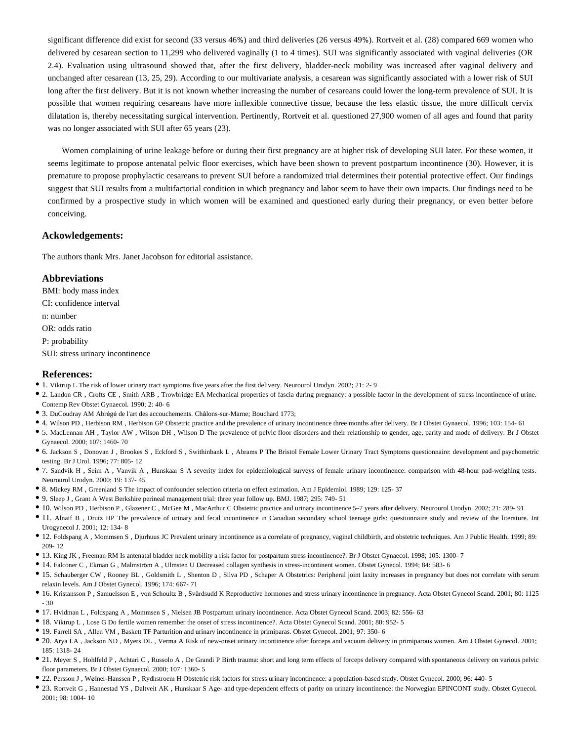significant difference did exist for second (33 versus 46%) and third deliveries (26 versus 49%). Rortveit et al. (28) compared 669 women who delivered by cesarean section to 11,299 who delivered vaginally (1 to 4 times). SUI was significantly associated with vaginal deliveries (OR 2.4). Evaluation using ultrasound showed that, after the first delivery, bladder-neck mobility was increased after vaginal delivery and unchanged after cesarean (13, 25, 29). According to our multivariate analysis, a cesarean was significantly associated with a lower risk of SUI long after the first delivery. But it is not known whether increasing the number of cesareans could lower the long-term prevalence of SUI. It is possible that women requiring cesareans have more inflexible connective tissue, because the less elastic tissue, the more difficult cervix dilatation is, thereby necessitating surgical intervention. Pertinently, Rortveit et al. questioned 27,900 women of all ages and found that parity was no longer associated with SUI after 65 years (23).

Women complaining of urine leakage before or during their first pregnancy are at higher risk of developing SUI later. For these women, it seems legitimate to propose antenatal pelvic floor exercises, which have been shown to prevent postpartum incontinence (30). However, it is premature to propose prophylactic cesareans to prevent SUI before a randomized trial determines their potential protective effect. Our findings suggest that SUI results from a multifactorial condition in which pregnancy and labor seem to have their own impacts. Our findings need to be confirmed by a prospective study in which women will be examined and questioned early during their pregnancy, or even better before conceiving.

### Ackowledgements:

The authors thank Mrs. Janet Jacobson for editorial assistance.

### Abbreviations

BMI: body mass index
CI: confidence interval
n: number
OR: odds ratio
P: probability
SUI: stress urinary incontinence

### References:

- 1. Viktrup L The risk of lower urinary tract symptoms five years after the first delivery. Neurourol Urodyn. 2002; 21: 2- 9
- 2. Landon CR , Crofts CE , Smith ARB , Trowbridge EA Mechanical properties of fascia during pregnancy: a possible factor in the development of stress incontinence of urine. Contemp Rev Obstet Gynaecol. 1990; 2: 40- 6
- 3. DuCoudray AM Abrégé de l'art des accouchements. Châlons-sur-Marne; Bouchard 1773;
- 4. Wilson PD , Herbison RM , Herbison GP Obstetric practice and the prevalence of urinary incontinence three months after delivery. Br J Obstet Gynaecol. 1996; 103: 154- 61
- 5. MacLennan AH , Taylor AW , Wilson DH , Wilson D The prevalence of pelvic floor disorders and their relationship to gender, age, parity and mode of delivery. Br J Obstet Gynaecol. 2000; 107: 1460- 70
- 6. Jackson S , Donovan J , Brookes S , Eckford S , Swithinbank L , Abrams P The Bristol Female Lower Urinary Tract Symptoms questionnaire: development and psychometric testing. Br J Urol. 1996; 77: 805- 12
- 7. Sandvik H , Seim A , Vanvik A , Hunskaar S A severity index for epidemiological surveys of female urinary incontinence: comparison with 48-hour pad-weighing tests. Neurourol Urodyn. 2000; 19: 137- 45
- 8. Mickey RM , Greenland S The impact of confounder selection criteria on effect estimation. Am J Epidemiol. 1989; 129: 125- 37
- 9. Sleep J , Grant A West Berkshire perineal management trial: three year follow up. BMJ. 1987; 295: 749- 51
- 10. Wilson PD , Herbison P , Glazener C , McGee M , MacArthur C Obstetric practice and urinary incontinence 5–7 years after delivery. Neurourol Urodyn. 2002; 21: 289- 91
- 11. Alnaif B , Drutz HP The prevalence of urinary and fecal incontinence in Canadian secondary school teenage girls: questionnaire study and review of the literature. Int Urogynecol J. 2001; 12: 134- 8
- 12. Foldspang A , Mommsen S , Djurhuus JC Prevalent urinary incontinence as a correlate of pregnancy, vaginal childbirth, and obstetric techniques. Am J Public Health. 1999; 89: 209- 12
- 13. King JK , Freeman RM Is antenatal bladder neck mobility a risk factor for postpartum stress incontinence?. Br J Obstet Gynaecol. 1998; 105: 1300- 7
- 14. Falconer C , Ekman G , Malmström A , Ulmsten U Decreased collagen synthesis in stress-incontinent women. Obstet Gynecol. 1994; 84: 583- 6
- 15. Schauberger CW , Rooney BL , Goldsmith L , Shenton D , Silva PD , Schaper A Obstetrics: Peripheral joint laxity increases in pregnancy but does not correlate with serum relaxin levels. Am J Obstet Gynecol. 1996; 174: 667- 71
- 16. Kristansson P , Samuelsson E , von Schoultz B , Svärdsudd K Reproductive hormones and stress urinary incontinence in pregnancy. Acta Obstet Gynecol Scand. 2001; 80: 1125 - 30
- 17. Hvidman L , Foldspang A , Mommsen S , Nielsen JB Postpartum urinary incontinence. Acta Obstet Gynecol Scand. 2003; 82: 556- 63
- 18. Viktrup L , Lose G Do fertile women remember the onset of stress incontinence?. Acta Obstet Gynecol Scand. 2001; 80: 952- 5
- 19. Farrell SA , Allen VM , Baskett TF Parturition and urinary incontinence in primiparas. Obstet Gynecol. 2001; 97: 350- 6
- 20. Arya LA , Jackson ND , Myers DL , Verma A Risk of new-onset urinary incontinence after forceps and vacuum delivery in primiparous women. Am J Obstet Gynecol. 2001; 185: 1318- 24
- 21. Meyer S , Hohlfeld P , Achtari C , Russolo A , De Grandi P Birth trauma: short and long term effects of forceps delivery compared with spontaneous delivery on various pelvic floor parameters. Br J Obstet Gynaecol. 2000; 107: 1360- 5
- 22. Persson J , Wølner-Hanssen P , Rydhstroem H Obstetric risk factors for stress urinary incontinence: a population-based study. Obstet Gynecol. 2000; 96: 440- 5
- 23. Rortveit G , Hannestad YS , Daltveit AK , Hunskaar S Age- and type-dependent effects of parity on urinary incontinence: the Norwegian EPINCONT study. Obstet Gynecol. 2001; 98: 1004- 10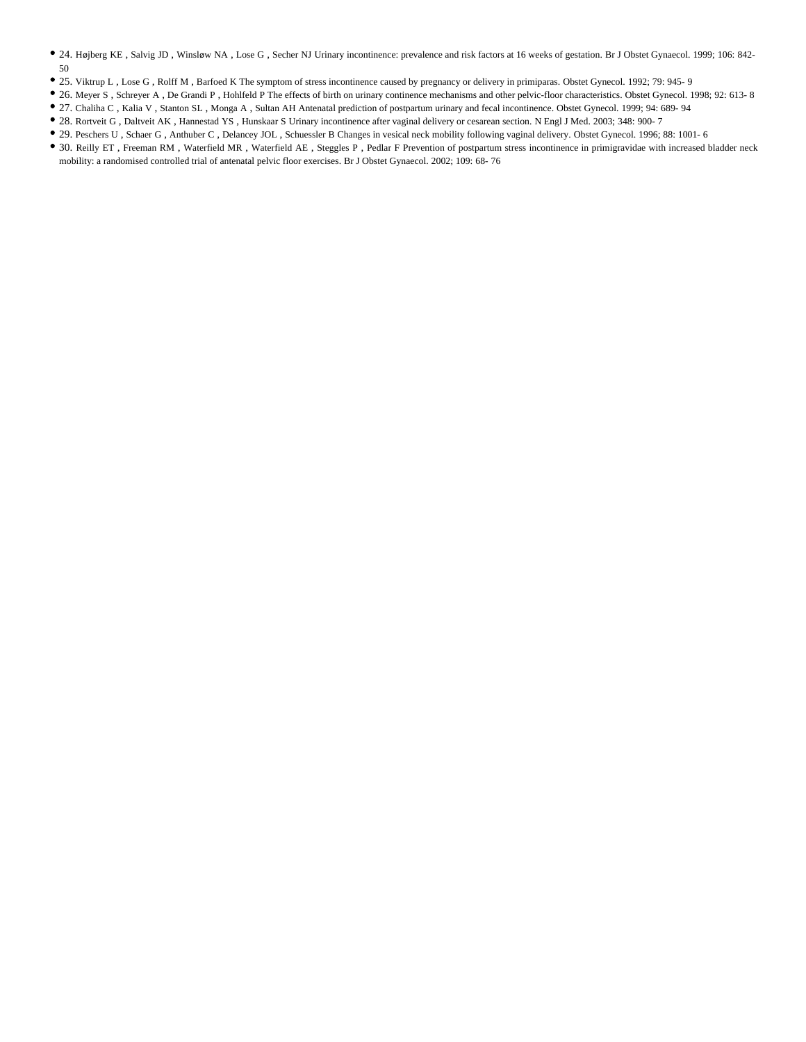- 24. Højberg KE , Salvig JD , Winsløw NA , Lose G , Secher NJ Urinary incontinence: prevalence and risk factors at 16 weeks of gestation. Br J Obstet Gynaecol. 1999; 106: 842- 50
- 25. Viktrup L , Lose G , Rolff M , Barfoed K The symptom of stress incontinence caused by pregnancy or delivery in primiparas. Obstet Gynecol. 1992; 79: 945- 9
- 26. Meyer S , Schreyer A , De Grandi P , Hohlfeld P The effects of birth on urinary continence mechanisms and other pelvic-floor characteristics. Obstet Gynecol. 1998; 92: 613- 8
- 27. Chaliha C , Kalia V , Stanton SL , Monga A , Sultan AH Antenatal prediction of postpartum urinary and fecal incontinence. Obstet Gynecol. 1999; 94: 689- 94
- 28. Rortveit G , Daltveit AK , Hannestad YS , Hunskaar S Urinary incontinence after vaginal delivery or cesarean section. N Engl J Med. 2003; 348: 900- 7
- 29. Peschers U , Schaer G , Anthuber C , Delancey JOL , Schuessler B Changes in vesical neck mobility following vaginal delivery. Obstet Gynecol. 1996; 88: 1001- 6
- 30. Reilly ET , Freeman RM , Waterfield MR , Waterfield AE , Steggles P , Pedlar F Prevention of postpartum stress incontinence in primigravidae with increased bladder neck mobility: a randomised controlled trial of antenatal pelvic floor exercises. Br J Obstet Gynaecol. 2002; 109: 68- 76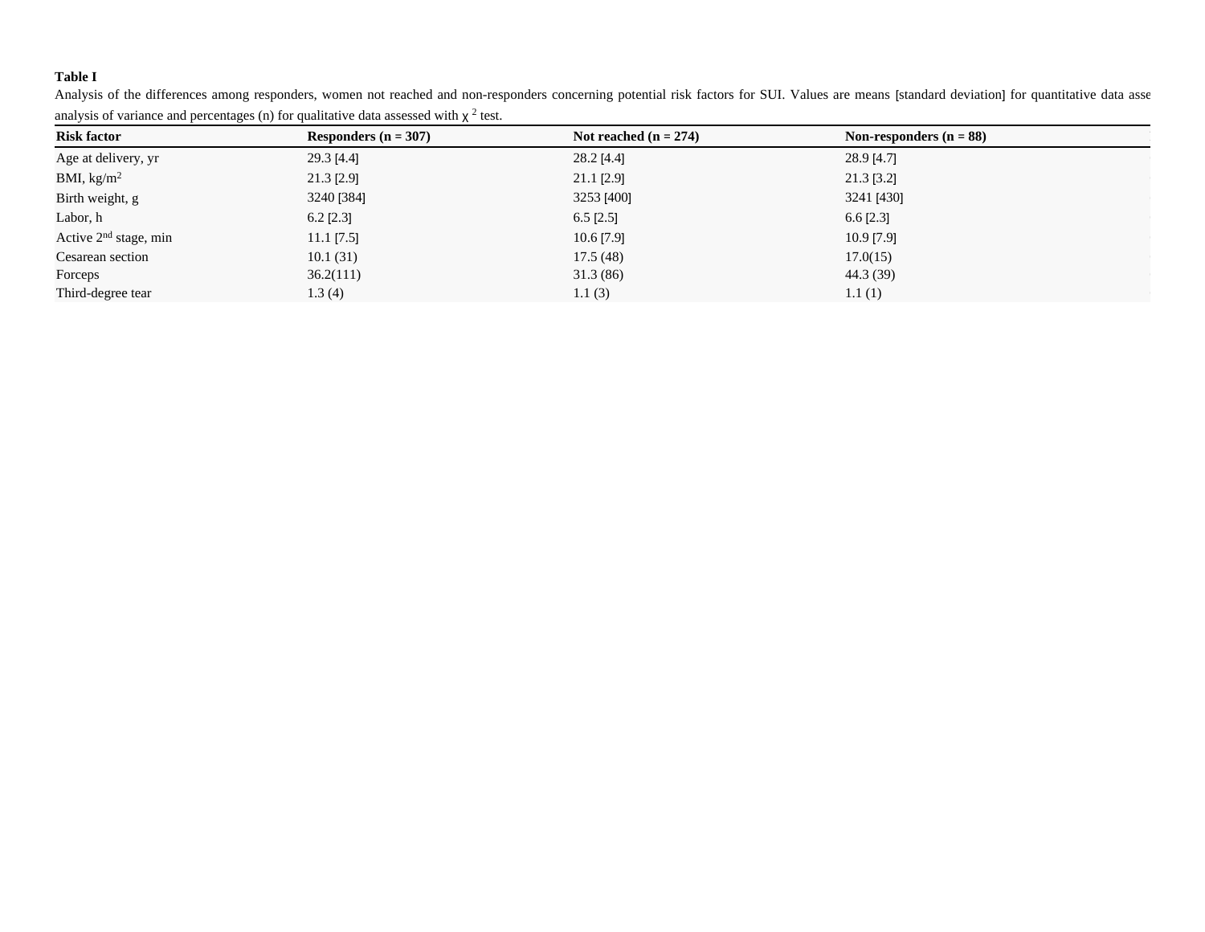**Table I**

Analysis of the differences among responders, women not reached and non-responders concerning potential risk factors for SUI. Values are means [standard deviation] for quantitative data asse analysis of variance and percentages (n) for qualitative data assessed with $\chi^2$ test.

| Risk factor | Responders (n = 307) | Not reached (n = 274) | Non-responders (n = 88) |
|---|---|---|---|
| Age at delivery, yr | 29.3 [4.4] | 28.2 [4.4] | 28.9 [4.7] |
| BMI, kg/m$^2$ | 21.3 [2.9] | 21.1 [2.9] | 21.3 [3.2] |
| Birth weight, g | 3240 [384] | 3253 [400] | 3241 [430] |
| Labor, h | 6.2 [2.3] | 6.5 [2.5] | 6.6 [2.3] |
| Active 2$^{nd}$ stage, min | 11.1 [7.5] | 10.6 [7.9] | 10.9 [7.9] |
| Cesarean section | 10.1 (31) | 17.5 (48) | 17.0(15) |
| Forceps | 36.2(111) | 31.3 (86) | 44.3 (39) |
| Third-degree tear | 1.3 (4) | 1.1 (3) | 1.1 (1) |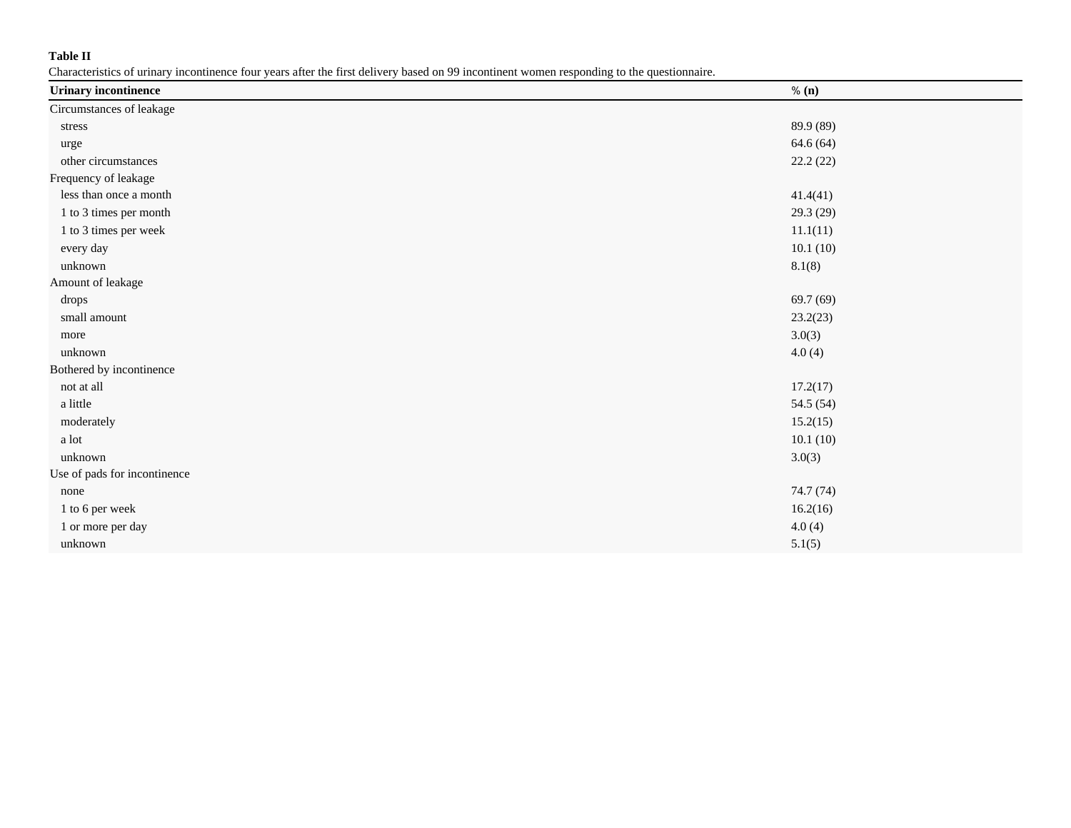**Table II**

Characteristics of urinary incontinence four years after the first delivery based on 99 incontinent women responding to the questionnaire.

| Urinary incontinence | % (n) |
| --- | --- |
| Circumstances of leakage | |
| stress | 89.9 (89) |
| urge | 64.6 (64) |
| other circumstances | 22.2 (22) |
| Frequency of leakage | |
| less than once a month | 41.4(41) |
| 1 to 3 times per month | 29.3 (29) |
| 1 to 3 times per week | 11.1(11) |
| every day | 10.1 (10) |
| unknown | 8.1(8) |
| Amount of leakage | |
| drops | 69.7 (69) |
| small amount | 23.2(23) |
| more | 3.0(3) |
| unknown | 4.0 (4) |
| Bothered by incontinence | |
| not at all | 17.2(17) |
| a little | 54.5 (54) |
| moderately | 15.2(15) |
| a lot | 10.1 (10) |
| unknown | 3.0(3) |
| Use of pads for incontinence | |
| none | 74.7 (74) |
| 1 to 6 per week | 16.2(16) |
| 1 or more per day | 4.0 (4) |
| unknown | 5.1(5) |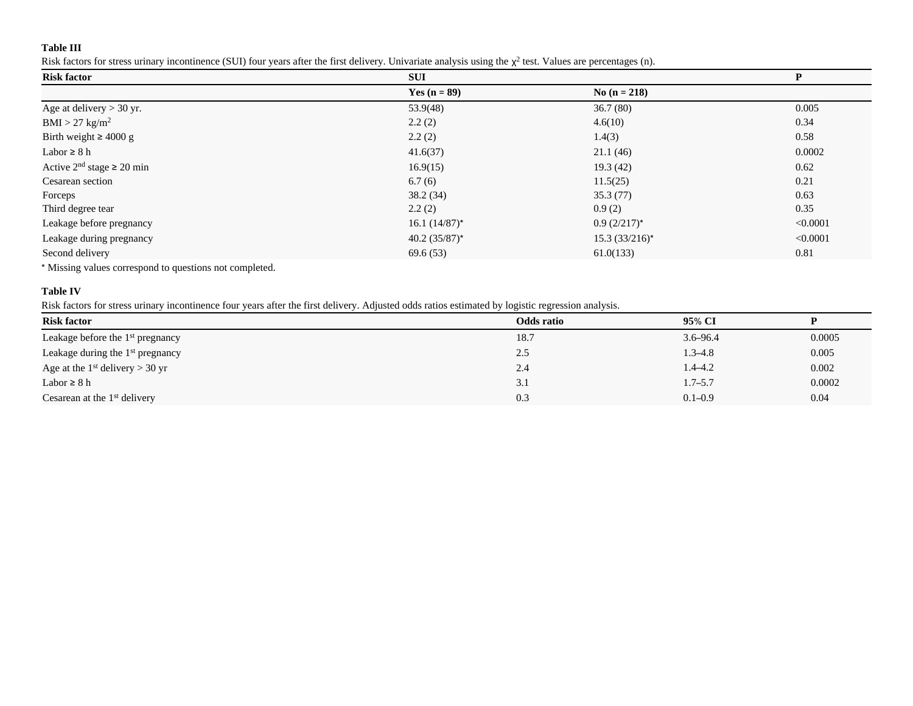**Table III**

Risk factors for stress urinary incontinence (SUI) four years after the first delivery. Univariate analysis using the $\chi^2$ test. Values are percentages (n).

| Risk factor | SUI | | P |
|---|---|---|---|
| | **Yes (n = 89)** | **No (n = 218)** | |
| Age at delivery > 30 yr. | 53.9(48) | 36.7 (80) | 0.005 |
| BMI > 27 kg/m$^2$ | 2.2 (2) | 4.6(10) | 0.34 |
| Birth weight ≥ 4000 g | 2.2 (2) | 1.4(3) | 0.58 |
| Labor ≥ 8 h | 41.6(37) | 21.1 (46) | 0.0002 |
| Active 2$^{nd}$ stage ≥ 20 min | 16.9(15) | 19.3 (42) | 0.62 |
| Cesarean section | 6.7 (6) | 11.5(25) | 0.21 |
| Forceps | 38.2 (34) | 35.3 (77) | 0.63 |
| Third degree tear | 2.2 (2) | 0.9 (2) | 0.35 |
| Leakage before pregnancy | 16.1 (14/87)* | 0.9 (2/217)* | <0.0001 |
| Leakage during pregnancy | 40.2 (35/87)* | 15.3 (33/216)* | <0.0001 |
| Second delivery | 69.6 (53) | 61.0(133) | 0.81 |

* Missing values correspond to questions not completed.

**Table IV**

Risk factors for stress urinary incontinence four years after the first delivery. Adjusted odds ratios estimated by logistic regression analysis.

| Risk factor | Odds ratio | 95% CI | P |
|---|---|---|---|
| Leakage before the 1$^{st}$ pregnancy | 18.7 | 3.6–96.4 | 0.0005 |
| Leakage during the 1$^{st}$ pregnancy | 2.5 | 1.3–4.8 | 0.005 |
| Age at the 1$^{st}$ delivery > 30 yr | 2.4 | 1.4–4.2 | 0.002 |
| Labor ≥ 8 h | 3.1 | 1.7–5.7 | 0.0002 |
| Cesarean at the 1$^{st}$ delivery | 0.3 | 0.1–0.9 | 0.04 |